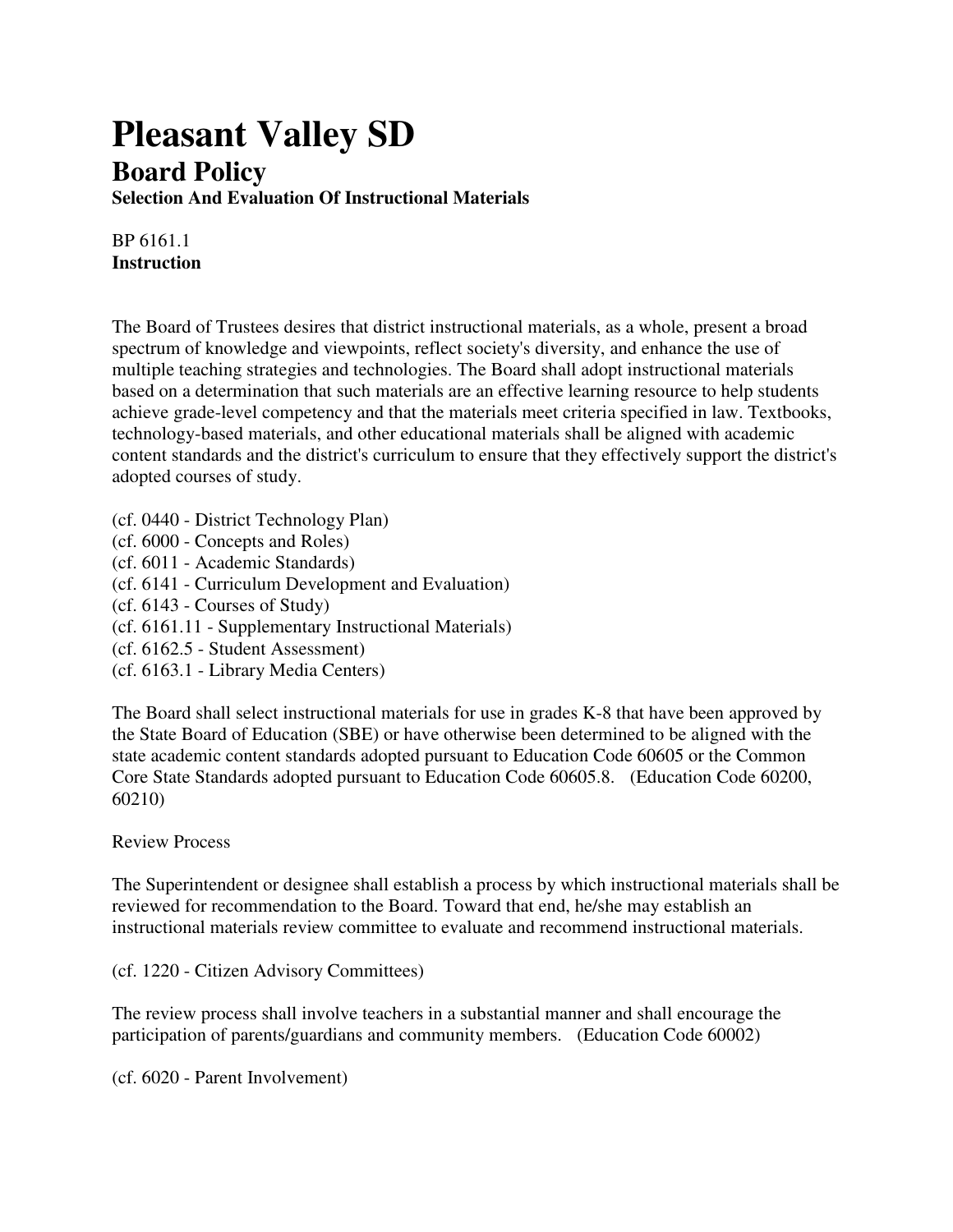# Pleasant Valley SD

## Board Policy

**Selection And Evaluation Of Instructional Materials**

BP 6161.1
**Instruction**

The Board of Trustees desires that district instructional materials, as a whole, present a broad spectrum of knowledge and viewpoints, reflect society's diversity, and enhance the use of multiple teaching strategies and technologies. The Board shall adopt instructional materials based on a determination that such materials are an effective learning resource to help students achieve grade-level competency and that the materials meet criteria specified in law. Textbooks, technology-based materials, and other educational materials shall be aligned with academic content standards and the district's curriculum to ensure that they effectively support the district's adopted courses of study.

(cf. 0440 - District Technology Plan)
(cf. 6000 - Concepts and Roles)
(cf. 6011 - Academic Standards)
(cf. 6141 - Curriculum Development and Evaluation)
(cf. 6143 - Courses of Study)
(cf. 6161.11 - Supplementary Instructional Materials)
(cf. 6162.5 - Student Assessment)
(cf. 6163.1 - Library Media Centers)

The Board shall select instructional materials for use in grades K-8 that have been approved by the State Board of Education (SBE) or have otherwise been determined to be aligned with the state academic content standards adopted pursuant to Education Code 60605 or the Common Core State Standards adopted pursuant to Education Code 60605.8. (Education Code 60200, 60210)

Review Process

The Superintendent or designee shall establish a process by which instructional materials shall be reviewed for recommendation to the Board. Toward that end, he/she may establish an instructional materials review committee to evaluate and recommend instructional materials.

(cf. 1220 - Citizen Advisory Committees)

The review process shall involve teachers in a substantial manner and shall encourage the participation of parents/guardians and community members. (Education Code 60002)

(cf. 6020 - Parent Involvement)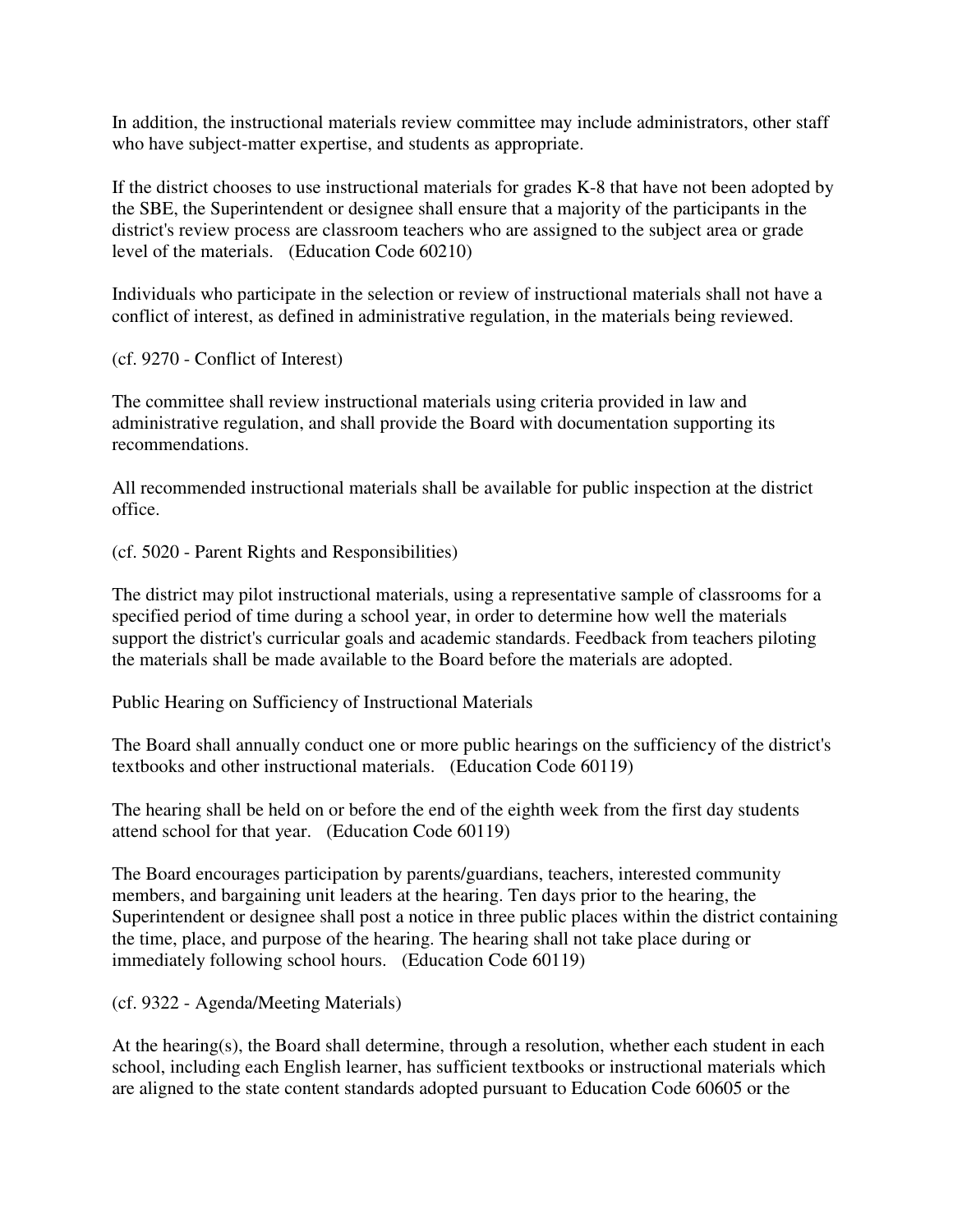In addition, the instructional materials review committee may include administrators, other staff who have subject-matter expertise, and students as appropriate.

If the district chooses to use instructional materials for grades K-8 that have not been adopted by the SBE, the Superintendent or designee shall ensure that a majority of the participants in the district's review process are classroom teachers who are assigned to the subject area or grade level of the materials. (Education Code 60210)

Individuals who participate in the selection or review of instructional materials shall not have a conflict of interest, as defined in administrative regulation, in the materials being reviewed.

(cf. 9270 - Conflict of Interest)

The committee shall review instructional materials using criteria provided in law and administrative regulation, and shall provide the Board with documentation supporting its recommendations.

All recommended instructional materials shall be available for public inspection at the district office.

(cf. 5020 - Parent Rights and Responsibilities)

The district may pilot instructional materials, using a representative sample of classrooms for a specified period of time during a school year, in order to determine how well the materials support the district's curricular goals and academic standards. Feedback from teachers piloting the materials shall be made available to the Board before the materials are adopted.

Public Hearing on Sufficiency of Instructional Materials

The Board shall annually conduct one or more public hearings on the sufficiency of the district's textbooks and other instructional materials. (Education Code 60119)

The hearing shall be held on or before the end of the eighth week from the first day students attend school for that year. (Education Code 60119)

The Board encourages participation by parents/guardians, teachers, interested community members, and bargaining unit leaders at the hearing. Ten days prior to the hearing, the Superintendent or designee shall post a notice in three public places within the district containing the time, place, and purpose of the hearing. The hearing shall not take place during or immediately following school hours. (Education Code 60119)

(cf. 9322 - Agenda/Meeting Materials)

At the hearing(s), the Board shall determine, through a resolution, whether each student in each school, including each English learner, has sufficient textbooks or instructional materials which are aligned to the state content standards adopted pursuant to Education Code 60605 or the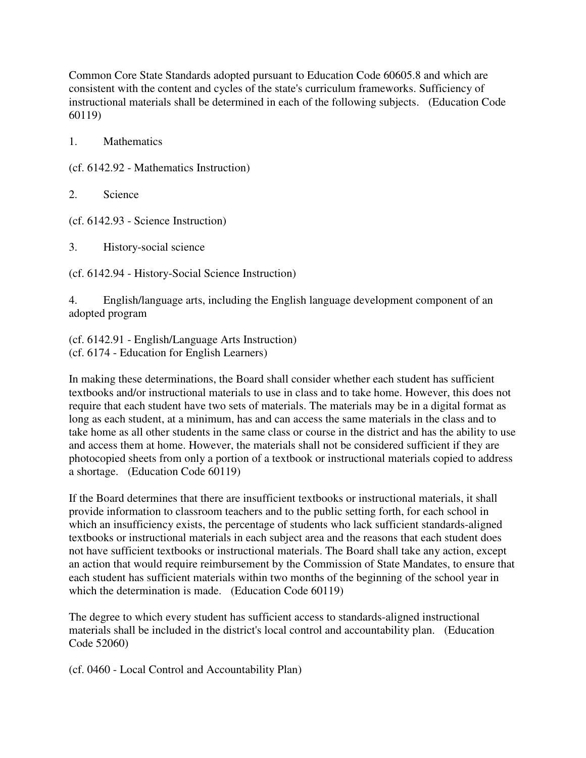Common Core State Standards adopted pursuant to Education Code 60605.8 and which are consistent with the content and cycles of the state's curriculum frameworks. Sufficiency of instructional materials shall be determined in each of the following subjects. (Education Code 60119)

1. Mathematics

(cf. 6142.92 - Mathematics Instruction)

2. Science

(cf. 6142.93 - Science Instruction)

3. History-social science

(cf. 6142.94 - History-Social Science Instruction)

4. English/language arts, including the English language development component of an adopted program

(cf. 6142.91 - English/Language Arts Instruction)
(cf. 6174 - Education for English Learners)

In making these determinations, the Board shall consider whether each student has sufficient textbooks and/or instructional materials to use in class and to take home. However, this does not require that each student have two sets of materials. The materials may be in a digital format as long as each student, at a minimum, has and can access the same materials in the class and to take home as all other students in the same class or course in the district and has the ability to use and access them at home. However, the materials shall not be considered sufficient if they are photocopied sheets from only a portion of a textbook or instructional materials copied to address a shortage. (Education Code 60119)

If the Board determines that there are insufficient textbooks or instructional materials, it shall provide information to classroom teachers and to the public setting forth, for each school in which an insufficiency exists, the percentage of students who lack sufficient standards-aligned textbooks or instructional materials in each subject area and the reasons that each student does not have sufficient textbooks or instructional materials. The Board shall take any action, except an action that would require reimbursement by the Commission of State Mandates, to ensure that each student has sufficient materials within two months of the beginning of the school year in which the determination is made. (Education Code 60119)

The degree to which every student has sufficient access to standards-aligned instructional materials shall be included in the district's local control and accountability plan. (Education Code 52060)

(cf. 0460 - Local Control and Accountability Plan)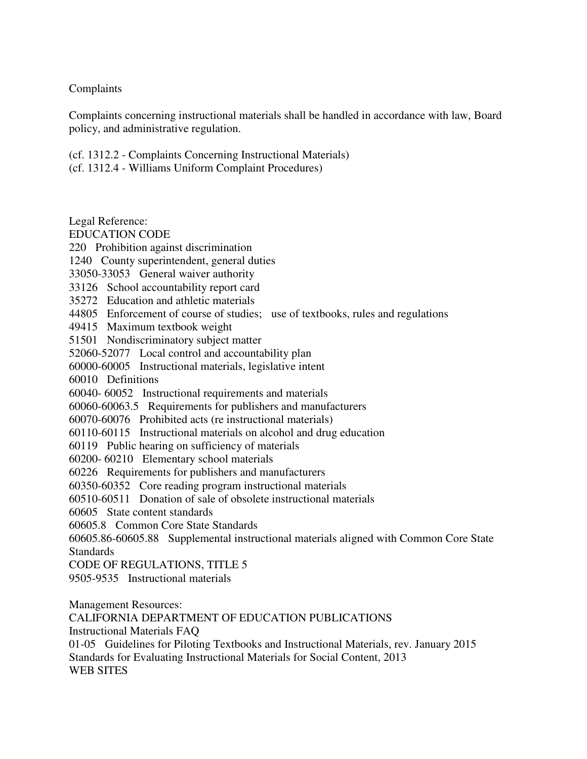Complaints

Complaints concerning instructional materials shall be handled in accordance with law, Board policy, and administrative regulation.

(cf. 1312.2 - Complaints Concerning Instructional Materials)
(cf. 1312.4 - Williams Uniform Complaint Procedures)

Legal Reference:
EDUCATION CODE
220 Prohibition against discrimination
1240 County superintendent, general duties
33050-33053 General waiver authority
33126 School accountability report card
35272 Education and athletic materials
44805 Enforcement of course of studies; use of textbooks, rules and regulations
49415 Maximum textbook weight
51501 Nondiscriminatory subject matter
52060-52077 Local control and accountability plan
60000-60005 Instructional materials, legislative intent
60010 Definitions
60040- 60052 Instructional requirements and materials
60060-60063.5 Requirements for publishers and manufacturers
60070-60076 Prohibited acts (re instructional materials)
60110-60115 Instructional materials on alcohol and drug education
60119 Public hearing on sufficiency of materials
60200- 60210 Elementary school materials
60226 Requirements for publishers and manufacturers
60350-60352 Core reading program instructional materials
60510-60511 Donation of sale of obsolete instructional materials
60605 State content standards
60605.8 Common Core State Standards
60605.86-60605.88 Supplemental instructional materials aligned with Common Core State Standards
CODE OF REGULATIONS, TITLE 5
9505-9535 Instructional materials

Management Resources:
CALIFORNIA DEPARTMENT OF EDUCATION PUBLICATIONS
Instructional Materials FAQ
01-05 Guidelines for Piloting Textbooks and Instructional Materials, rev. January 2015
Standards for Evaluating Instructional Materials for Social Content, 2013
WEB SITES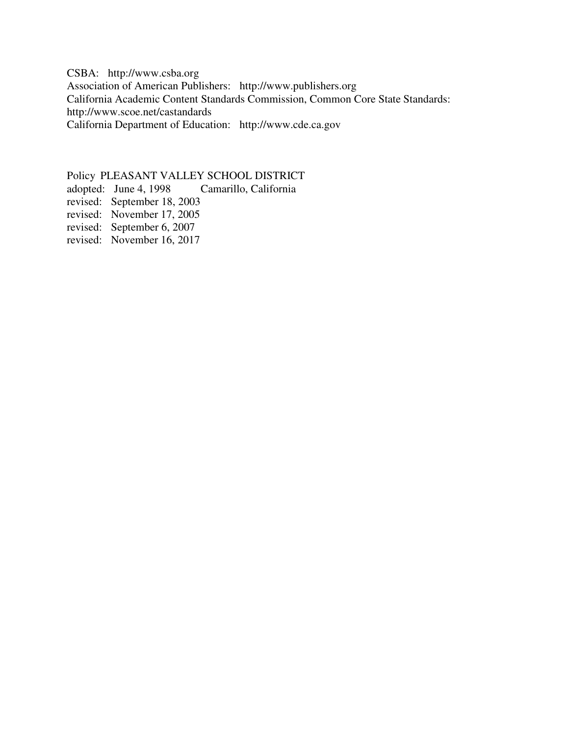CSBA: http://www.csba.org
Association of American Publishers: http://www.publishers.org
California Academic Content Standards Commission, Common Core State Standards: http://www.scoe.net/castandards
California Department of Education: http://www.cde.ca.gov

Policy PLEASANT VALLEY SCHOOL DISTRICT
adopted: June 4, 1998 Camarillo, California
revised: September 18, 2003
revised: November 17, 2005
revised: September 6, 2007
revised: November 16, 2017